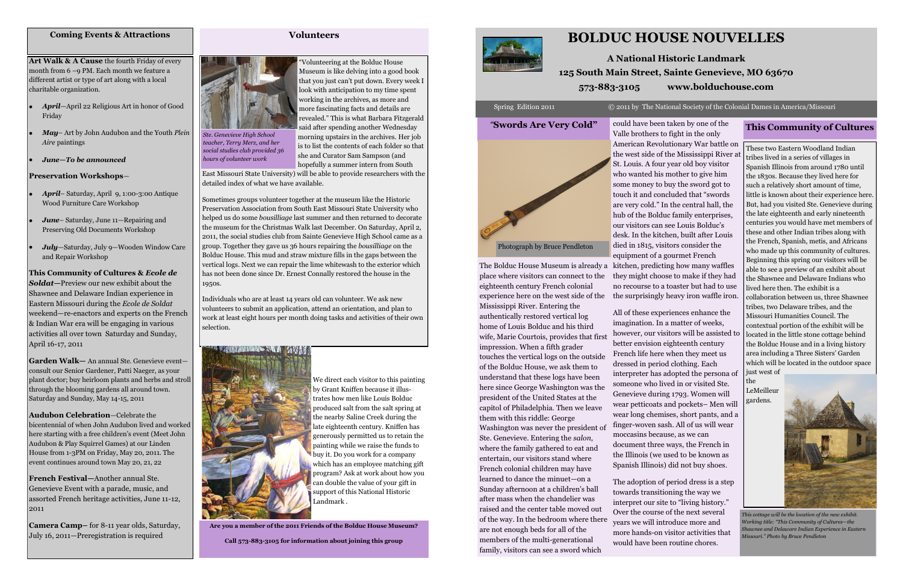## Coming Events & Attractions

**Art Walk & A Cause** the fourth Friday of every month from 6 –9 PM. Each month we feature a different artist or type of art along with a local charitable organization.

- ***April***—April 22 Religious Art in honor of Good Friday
- ***May***– Art by John Audubon and the Youth *Plein Aire* paintings
- ***June—To be announced***

**Preservation Workshops**—

- ***April***– Saturday, April 9, 1:00-3:00 Antique Wood Furniture Care Workshop
- ***June***– Saturday, June 11—Repairing and Preserving Old Documents Workshop
- ***July***—Saturday, July 9—Wooden Window Care and Repair Workshop

**This Community of Cultures & *Ecole de Soldat***—Preview our new exhibit about the Shawnee and Delaware Indian experience in Eastern Missouri during the *Ecole de Soldat* weekend—re-enactors and experts on the French & Indian War era will be engaging in various activities all over town Saturday and Sunday, April 16-17, 2011

**Garden Walk**— An annual Ste. Genevieve event—consult our Senior Gardener, Patti Naeger, as your plant doctor; buy heirloom plants and herbs and stroll through the blooming gardens all around town. Saturday and Sunday, May 14-15, 2011

**Audubon Celebration**—Celebrate the bicentennial of when John Audubon lived and worked here starting with a free children's event (Meet John Audubon & Play Squirrel Games) at our Linden House from 1-3PM on Friday, May 20, 2011. The event continues around town May 20, 21, 22

**French Festival**—Another annual Ste. Genevieve Event with a parade, music, and assorted French heritage activities, June 11-12, 2011

**Camera Camp**– for 8-11 year olds, Saturday, July 16, 2011—Preregistration is required

## Volunteers

*Ste. Genevieve High School teacher, Terry Merz, and her social studies club provided 36 hours of volunteer work*

"Volunteering at the Bolduc House Museum is like delving into a good book that you just can't put down. Every week I look with anticipation to my time spent working in the archives, as more and more fascinating facts and details are revealed." This is what Barbara Fitzgerald said after spending another Wednesday morning upstairs in the archives. Her job is to list the contents of each folder so that she and Curator Sam Sampson (and hopefully a summer intern from South East Missouri State University) will be able to provide researchers with the detailed index of what we have available.

Sometimes groups volunteer together at the museum like the Historic Preservation Association from South East Missouri State University who helped us do some *bousilliage* last summer and then returned to decorate the museum for the Christmas Walk last December. On Saturday, April 2, 2011, the social studies club from Sainte Genevieve High School came as a group. Together they gave us 36 hours repairing the *bousilliage* on the Bolduc House. This mud and straw mixture fills in the gaps between the vertical logs. Next we can repair the lime whitewash to the exterior which has not been done since Dr. Ernest Connally restored the house in the 1950s.

Individuals who are at least 14 years old can volunteer. We ask new volunteers to submit an application, attend an orientation, and plan to work at least eight hours per month doing tasks and activities of their own selection.

We direct each visitor to this painting by Grant Kniffen because it illustrates how men like Louis Bolduc produced salt from the salt spring at the nearby Saline Creek during the late eighteenth century. Kniffen has generously permitted us to retain the painting while we raise the funds to buy it. Do you work for a company which has an employee matching gift program? Ask at work about how you can double the value of your gift in support of this National Historic Landmark .

**Are you a member of the 2011 Friends of the Bolduc House Museum?**

**Call 573-883-3105 for information about joining this group**

# BOLDUC HOUSE NOUVELLES

**A National Historic Landmark**

**125 South Main Street, Sainte Genevieve, MO 63670**

**573-883-3105 www.bolduchouse.com**

Spring Edition 2011 © 2011 by The National Society of the Colonial Dames in America/Missouri

## "Swords Are Very Cold"

Photograph by Bruce Pendleton

The Bolduc House Museum is already a place where visitors can connect to the eighteenth century French colonial experience here on the west side of the Mississippi River. Entering the authentically restored vertical log home of Louis Bolduc and his third wife, Marie Courtois, provides that first impression. When a fifth grader touches the vertical logs on the outside of the Bolduc House, we ask them to understand that these logs have been here since George Washington was the president of the United States at the capitol of Philadelphia. Then we leave them with this riddle: George Washington was never the president of Ste. Genevieve. Entering the *salon*, where the family gathered to eat and entertain, our visitors stand where French colonial children may have learned to dance the minuet—on a Sunday afternoon at a children's ball after mass when the chandelier was raised and the center table moved out of the way. In the bedroom where there are not enough beds for all of the members of the multi-generational family, visitors can see a sword which could have been taken by one of the Valle brothers to fight in the only American Revolutionary War battle on the west side of the Mississippi River at St. Louis. A four year old boy visitor who wanted his mother to give him some money to buy the sword got to touch it and concluded that "swords are very cold." In the central hall, the hub of the Bolduc family enterprises, our visitors can see Louis Bolduc's desk. In the kitchen, built after Louis died in 1815, visitors consider the equipment of a gourmet French kitchen, predicting how many waffles they might choose to make if they had no recourse to a toaster but had to use the surprisingly heavy iron waffle iron.

All of these experiences enhance the imagination. In a matter of weeks, however, our visitors will be assisted to better envision eighteenth century French life here when they meet us dressed in period clothing. Each interpreter has adopted the persona of someone who lived in or visited Ste. Genevieve during 1793. Women will wear petticoats and pockets– Men will wear long chemises, short pants, and a finger-woven sash. All of us will wear moccasins because, as we can document three ways, the French in the Illinois (we used to be known as Spanish Illinois) did not buy shoes.

The adoption of period dress is a step towards transitioning the way we interpret our site to "living history." Over the course of the next several years we will introduce more and more hands-on visitor activities that would have been routine chores.

## This Community of Cultures

These two Eastern Woodland Indian tribes lived in a series of villages in Spanish Illinois from around 1780 until the 1830s. Because they lived here for such a relatively short amount of time, little is known about their experience here. But, had you visited Ste. Genevieve during the late eighteenth and early nineteenth centuries you would have met members of these and other Indian tribes along with the French, Spanish, British, and Africans who made up this community of cultures. Beginning this spring our visitors will be able to see a preview of an exhibit about the Shawnee and Delaware Indians who lived here then. The exhibit is a collaboration between us, three Shawnee tribes, two Delaware tribes, and the Missouri Humanities Council. The contextual portion of the exhibit will be located in the little stone cottage behind the Bolduc House and in a living history area including a Three Sisters' Garden which will be located in the outdoor space just west of the LeMeilleur gardens.

*This cottage will be the location of the new exhibit. Working title: "This Community of Cultures—the Shawnee and Delaware Indian Experience in Eastern Missouri." Photo by Bruce Pendleton*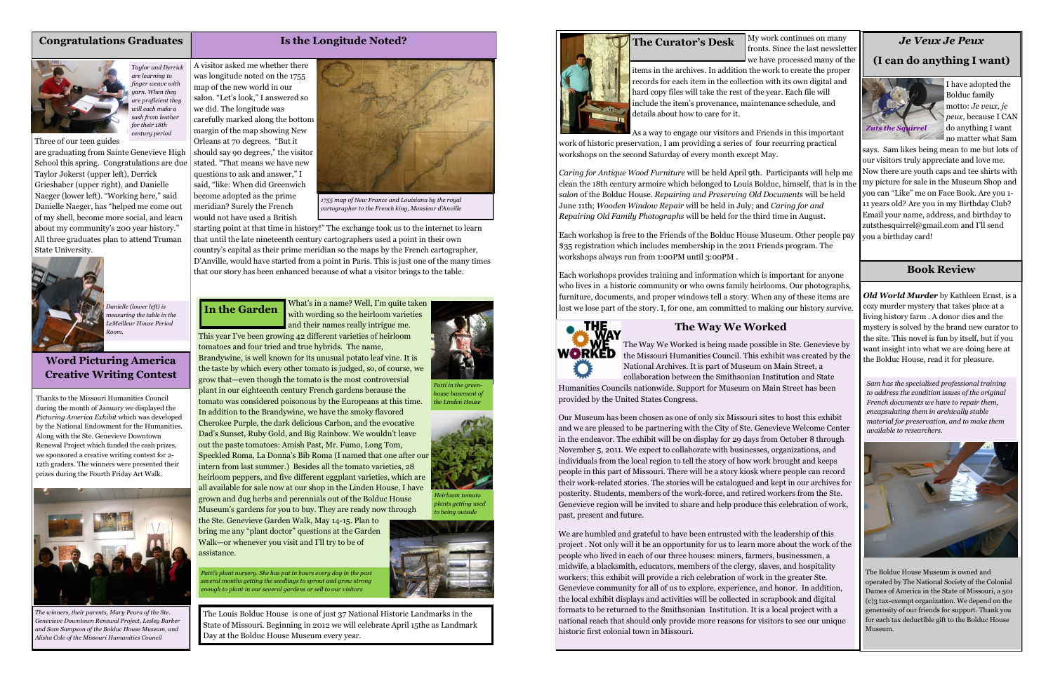## Congratulations Graduates

*Taylor and Derrick are learning to finger weave with yarn. When they are proficient they will each make a sash from leather for their 18th century period*

Three of our teen guides are graduating from Sainte Genevieve High School this spring. Congratulations are due Taylor Jokerst (upper left), Derrick Grieshaber (upper right), and Danielle Naeger (lower left). "Working here," said Danielle Naeger, has "helped me come out of my shell, become more social, and learn about my community's 200 year history." All three graduates plan to attend Truman State University.

*Danielle (lower left) is measuring the table in the LeMeilleur House Period Room.*

## Word Picturing America Creative Writing Contest

Thanks to the Missouri Humanities Council during the month of January we displayed the *Picturing America Exhibit* which was developed by the National Endowment for the Humanities. Along with the Ste. Genevieve Downtown Renewal Project which funded the cash prizes, we sponsored a creative writing contest for 2-12th graders. The winners were presented their prizes during the Fourth Friday Art Walk.

*The winners, their parents, Mary Peura of the Ste. Genevieve Downtown Renewal Project, Lesley Barker and Sam Sampson of the Bolduc House Museum, and Alisha Cole of the Missouri Humanities Council*

## Is the Longitude Noted?

A visitor asked me whether there was longitude noted on the 1755 map of the new world in our salon. "Let's look," I answered so we did. The longitude was carefully marked along the bottom margin of the map showing New Orleans at 70 degrees. "But it should say 90 degrees," the visitor stated. "That means we have new questions to ask and answer," I said, "like: When did Greenwich become adopted as the prime meridian? Surely the French would not have used a British starting point at that time in history!" The exchange took us to the internet to learn that until the late nineteenth century cartographers used a point in their own country's capital as their prime meridian so the maps by the French cartographer, D'Anville, would have started from a point in Paris. This is just one of the many times that our story has been enhanced because of what a visitor brings to the table.

*1755 map of New France and Louisiana by the royal cartographer to the French king, Monsieur d'Anville*

## In the Garden

What's in a name? Well, I'm quite taken with wording so the heirloom varieties and their names really intrigue me. This year I've been growing 42 different varieties of heirloom tomatoes and four tried and true hybrids. The name, Brandywine, is well known for its unusual potato leaf vine. It is the taste by which every other tomato is judged, so, of course, we grow that—even though the tomato is the most controversial plant in our eighteenth century French gardens because the tomato was considered poisonous by the Europeans at this time. In addition to the Brandywine, we have the smoky flavored Cherokee Purple, the dark delicious Carbon, and the evocative Dad's Sunset, Ruby Gold, and Big Rainbow. We wouldn't leave out the paste tomatoes: Amish Past, Mr. Fumo, Long Tom, Speckled Roma, La Donna's Bib Roma (I named that one after our intern from last summer.) Besides all the tomato varieties, 28 heirloom peppers, and five different eggplant varieties, which are all available for sale now at our shop in the Linden House, I have grown and dug herbs and perennials out of the Bolduc House Museum's gardens for you to buy. They are ready now through the Ste. Genevieve Garden Walk, May 14-15. Plan to bring me any "plant doctor" questions at the Garden Walk—or whenever you visit and I'll try to be of assistance.

*Patti in the greenhouse basement of the Linden House*

*Heirloom tomato plants getting used to being outside*

*Patti's plant nursery. She has put in hours every day in the past several months getting the seedlings to sprout and grow strong enough to plant in our several gardens or sell to our visitors*

The Louis Bolduc House is one of just 37 National Historic Landmarks in the State of Missouri. Beginning in 2012 we will celebrate April 15the as Landmark Day at the Bolduc House Museum every year.

## The Curator's Desk

My work continues on many fronts. Since the last newsletter we have processed many of the items in the archives. In addition the work to create the proper records for each item in the collection with its own digital and hard copy files will take the rest of the year. Each file will include the item's provenance, maintenance schedule, and details about how to care for it.

As a way to engage our visitors and Friends in this important work of historic preservation, I am providing a series of four recurring practical workshops on the second Saturday of every month except May.

*Caring for Antique Wood Furniture* will be held April 9th. Participants will help me clean the 18th century armoire which belonged to Louis Bolduc, himself, that is in the *salon* of the Bolduc House. *Repairing and Preserving Old Documents* will be held June 11th; *Wooden Window Repair* will be held in July; and *Caring for and Repairing Old Family Photographs* will be held for the third time in August.

Each workshop is free to the Friends of the Bolduc House Museum. Other people pay $35 registration which includes membership in the 2011 Friends program. The workshops always run from 1:00PM until 3:00PM .

Each workshops provides training and information which is important for anyone who lives in a historic community or who owns family heirlooms. Our photographs, furniture, documents, and proper windows tell a story. When any of these items are lost we lose part of the story. I, for one, am committed to making our history survive.

## The Way We Worked

The Way We Worked is being made possible in Ste. Genevieve by the Missouri Humanities Council. This exhibit was created by the National Archives. It is part of Museum on Main Street, a collaboration between the Smithsonian Institution and State Humanities Councils nationwide. Support for Museum on Main Street has been provided by the United States Congress.

Our Museum has been chosen as one of only six Missouri sites to host this exhibit and we are pleased to be partnering with the City of Ste. Genevieve Welcome Center in the endeavor. The exhibit will be on display for 29 days from October 8 through November 5, 2011. We expect to collaborate with businesses, organizations, and individuals from the local region to tell the story of how work brought and keeps people in this part of Missouri. There will be a story kiosk where people can record their work-related stories. The stories will be catalogued and kept in our archives for posterity. Students, members of the work-force, and retired workers from the Ste. Genevieve region will be invited to share and help produce this celebration of work, past, present and future.

We are humbled and grateful to have been entrusted with the leadership of this project . Not only will it be an opportunity for us to learn more about the work of the people who lived in each of our three houses: miners, farmers, businessmen, a midwife, a blacksmith, educators, members of the clergy, slaves, and hospitality workers; this exhibit will provide a rich celebration of work in the greater Ste. Genevieve community for all of us to explore, experience, and honor. In addition, the local exhibit displays and activities will be collected in scrapbook and digital formats to be returned to the Smithsonian Institution. It is a local project with a national reach that should only provide more reasons for visitors to see our unique historic first colonial town in Missouri.

## *Je Veux Je Peux* (I can do anything I want)

*Zuts the Squirrel*

I have adopted the Bolduc family motto: *Je veux, je peux*, because I CAN do anything I want no matter what Sam says. Sam likes being mean to me but lots of our visitors truly appreciate and love me. Now there are youth caps and tee shirts with my picture for sale in the Museum Shop and you can "Like" me on Face Book. Are you 1-11 years old? Are you in my Birthday Club? Email your name, address, and birthday to zutsthesquirrel@gmail.com and I'll send you a birthday card!

## Book Review

***Old World Murder*** by Kathleen Ernst, is a cozy murder mystery that takes place at a living history farm . A donor dies and the mystery is solved by the brand new curator to the site. This novel is fun by itself, but if you want insight into what we are doing here at the Bolduc House, read it for pleasure.

*Sam has the specialized professional training to address the condition issues of the original French documents we have to repair them, encapsulating them in archivally stable material for preservation, and to make them available to researchers.*

The Bolduc House Museum is owned and operated by The National Society of the Colonial Dames of America in the State of Missouri, a 501 (c)3 tax-exempt organization. We depend on the generosity of our friends for support. Thank you for each tax deductible gift to the Bolduc House Museum.